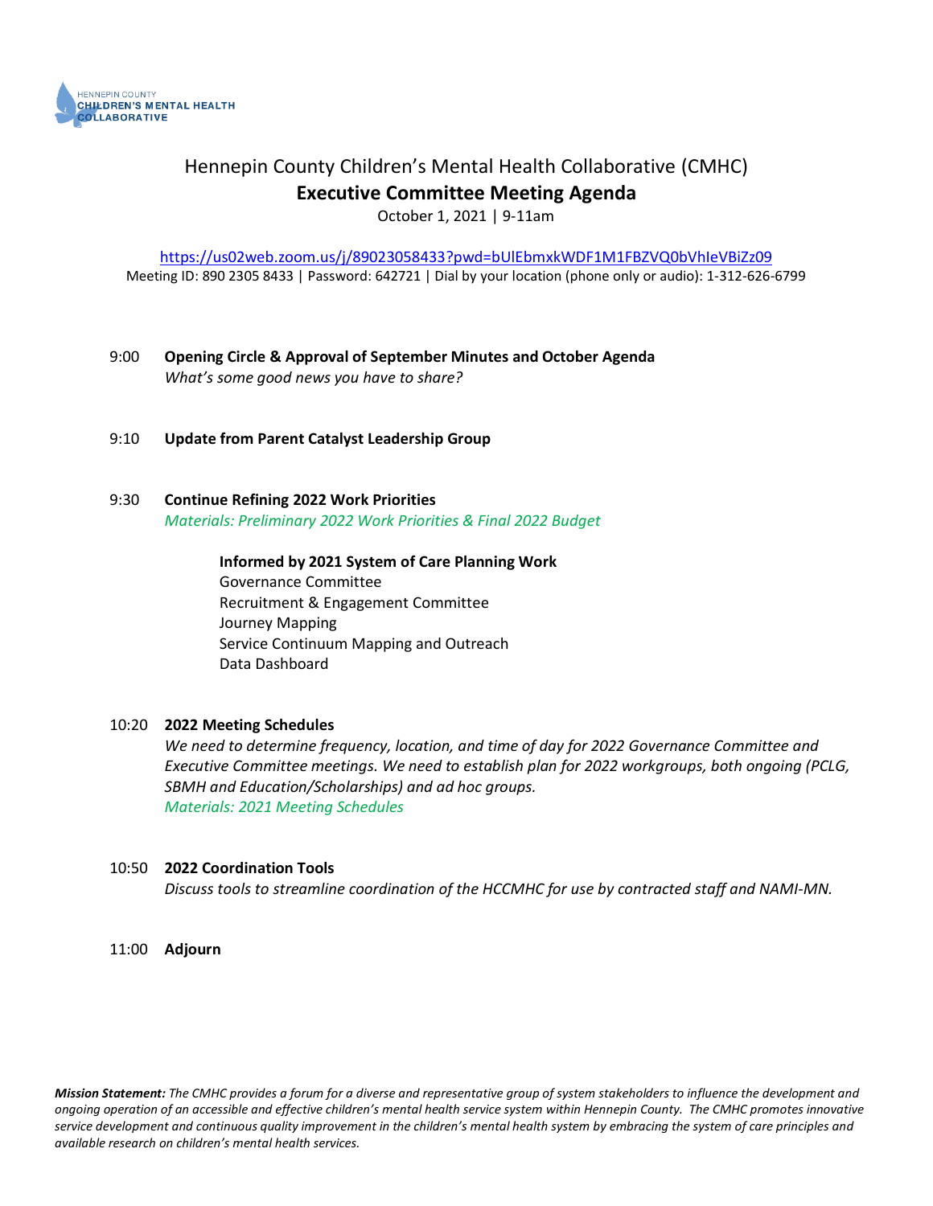HENNEPIN COUNTY
CHILDREN'S MENTAL HEALTH
COLLABORATIVE

# Hennepin County Children's Mental Health Collaborative (CMHC)

## Executive Committee Meeting Agenda

October 1, 2021 | 9-11am

https://us02web.zoom.us/j/89023058433?pwd=bUlEbmxkWDF1M1FBZVQ0bVhIeVBiZz09

Meeting ID: 890 2305 8433 | Password: 642721 | Dial by your location (phone only or audio): 1-312-626-6799

9:00 **Opening Circle & Approval of September Minutes and October Agenda**
*What's some good news you have to share?*

9:10 **Update from Parent Catalyst Leadership Group**

9:30 **Continue Refining 2022 Work Priorities**
*Materials: Preliminary 2022 Work Priorities & Final 2022 Budget*

**Informed by 2021 System of Care Planning Work**
Governance Committee
Recruitment & Engagement Committee
Journey Mapping
Service Continuum Mapping and Outreach
Data Dashboard

10:20 **2022 Meeting Schedules**
*We need to determine frequency, location, and time of day for 2022 Governance Committee and Executive Committee meetings. We need to establish plan for 2022 workgroups, both ongoing (PCLG, SBMH and Education/Scholarships) and ad hoc groups.*
*Materials: 2021 Meeting Schedules*

10:50 **2022 Coordination Tools**
*Discuss tools to streamline coordination of the HCCMHC for use by contracted staff and NAMI-MN.*

11:00 **Adjourn**

***Mission Statement:*** *The CMHC provides a forum for a diverse and representative group of system stakeholders to influence the development and ongoing operation of an accessible and effective children's mental health service system within Hennepin County. The CMHC promotes innovative service development and continuous quality improvement in the children's mental health system by embracing the system of care principles and available research on children's mental health services.*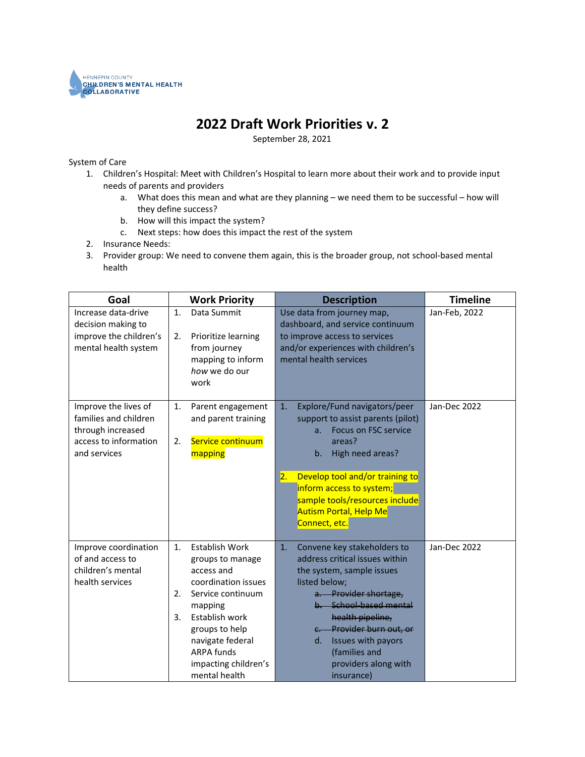HENNEPIN COUNTY
CHILDREN'S MENTAL HEALTH
COLLABORATIVE

# 2022 Draft Work Priorities v. 2

September 28, 2021

System of Care

1. Children's Hospital: Meet with Children's Hospital to learn more about their work and to provide input needs of parents and providers
   a. What does this mean and what are they planning – we need them to be successful – how will they define success?
   b. How will this impact the system?
   c. Next steps: how does this impact the rest of the system
2. Insurance Needs:
3. Provider group: We need to convene them again, this is the broader group, not school-based mental health

| Goal | Work Priority | Description | Timeline |
|---|---|---|---|
| Increase data-drive decision making to improve the children's mental health system | 1. Data Summit<br><br>2. Prioritize learning from journey mapping to inform *how* we do our work | Use data from journey map, dashboard, and service continuum to improve access to services and/or experiences with children's mental health services | Jan-Feb, 2022 |
| Improve the lives of families and children through increased access to information and services | 1. Parent engagement and parent training<br><br>2. Service continuum mapping | 1. Explore/Fund navigators/peer support to assist parents (pilot)<br>a. Focus on FSC service areas?<br>b. High need areas?<br><br>2. Develop tool and/or training to inform access to system; sample tools/resources include Autism Portal, Help Me Connect, etc. | Jan-Dec 2022 |
| Improve coordination of and access to children's mental health services | 1. Establish Work groups to manage access and coordination issues<br>2. Service continuum mapping<br>3. Establish work groups to help navigate federal ARPA funds impacting children's mental health | 1. Convene key stakeholders to address critical issues within the system, sample issues listed below;<br>~~a. Provider shortage,~~<br>~~b. School-based mental health pipeline,~~<br>~~c. Provider burn out, or~~<br>d. Issues with payors (families and providers along with insurance) | Jan-Dec 2022 |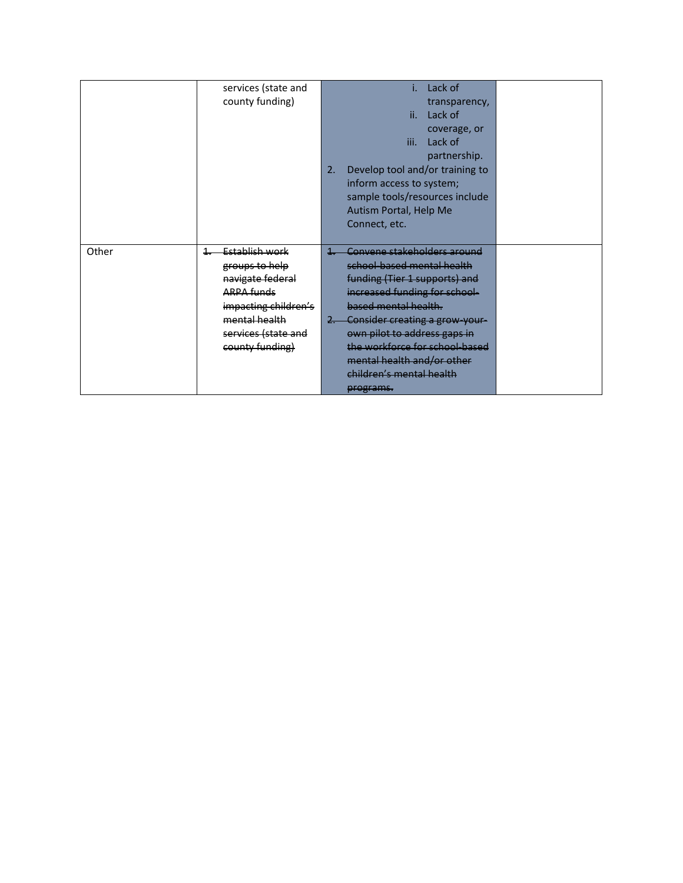|  |  |  |  |
|---|---|---|---|
|  | services (state and county funding) | i. Lack of transparency,<br>ii. Lack of coverage, or<br>iii. Lack of partnership.<br>2. Develop tool and/or training to inform access to system; sample tools/resources include Autism Portal, Help Me Connect, etc. |  |
| Other | ~~1. Establish work groups to help navigate federal ARPA funds impacting children's mental health services (state and county funding)~~ | ~~1. Convene stakeholders around school-based mental health funding (Tier 1 supports) and increased funding for school-based mental health.~~<br>~~2. Consider creating a grow-your-own pilot to address gaps in the workforce for school-based mental health and/or other children's mental health programs.~~ |  |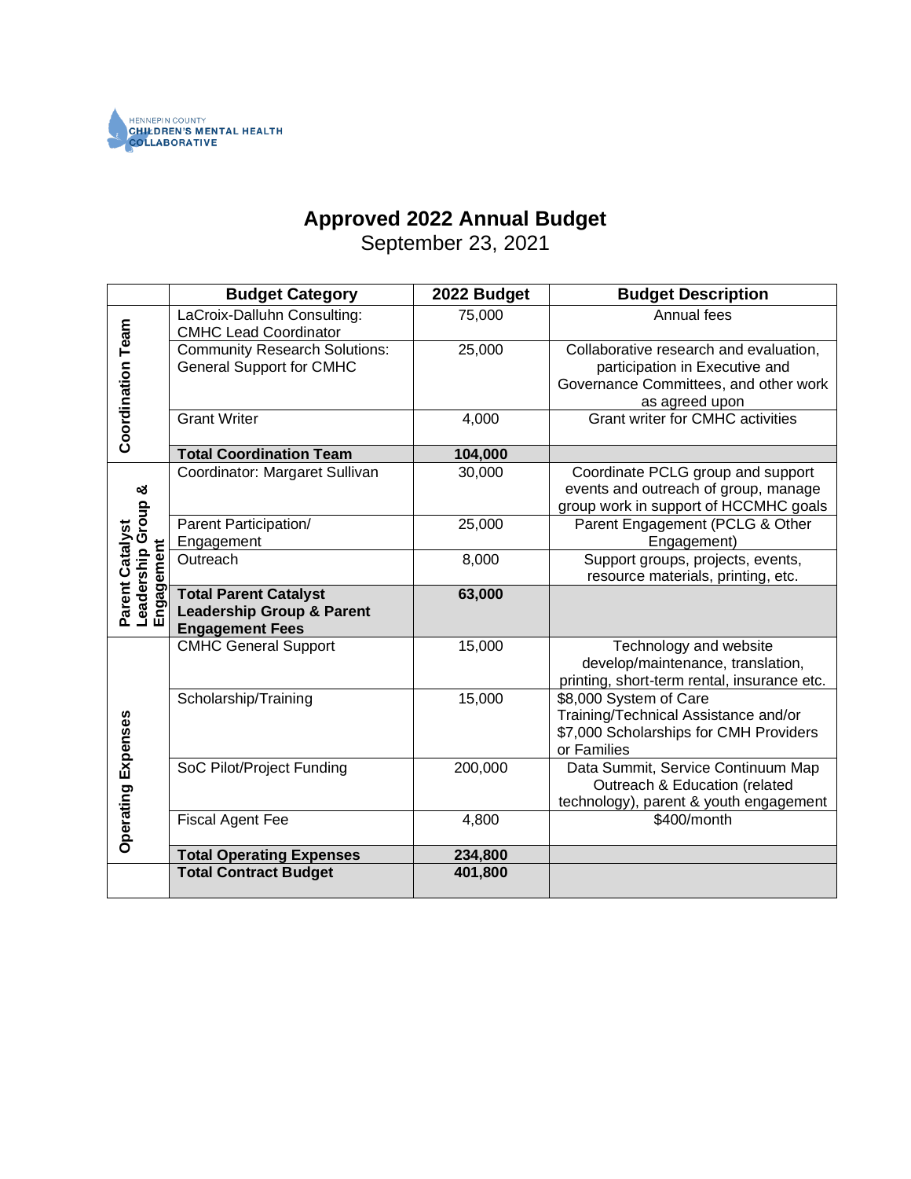HENNEPIN COUNTY CHILDREN'S MENTAL HEALTH COLLABORATIVE

# Approved 2022 Annual Budget

September 23, 2021

| | Budget Category | 2022 Budget | Budget Description |
|---|---|---|---|
| Coordination Team | LaCroix-Dalluhn Consulting: CMHC Lead Coordinator | 75,000 | Annual fees |
| | Community Research Solutions: General Support for CMHC | 25,000 | Collaborative research and evaluation, participation in Executive and Governance Committees, and other work as agreed upon |
| | Grant Writer | 4,000 | Grant writer for CMHC activities |
| | **Total Coordination Team** | **104,000** | |
| Parent Catalyst Leadership Group & Engagement | Coordinator: Margaret Sullivan | 30,000 | Coordinate PCLG group and support events and outreach of group, manage group work in support of HCCMHC goals |
| | Parent Participation/ Engagement | 25,000 | Parent Engagement (PCLG & Other Engagement) |
| | Outreach | 8,000 | Support groups, projects, events, resource materials, printing, etc. |
| | **Total Parent Catalyst Leadership Group & Parent Engagement Fees** | **63,000** | |
| Operating Expenses | CMHC General Support | 15,000 | Technology and website develop/maintenance, translation, printing, short-term rental, insurance etc. |
| | Scholarship/Training | 15,000 | $8,000 System of Care Training/Technical Assistance and/or $7,000 Scholarships for CMH Providers or Families |
| | SoC Pilot/Project Funding | 200,000 | Data Summit, Service Continuum Map Outreach & Education (related technology), parent & youth engagement |
| | Fiscal Agent Fee | 4,800 | $400/month |
| | **Total Operating Expenses** | **234,800** | |
| | **Total Contract Budget** | **401,800** | |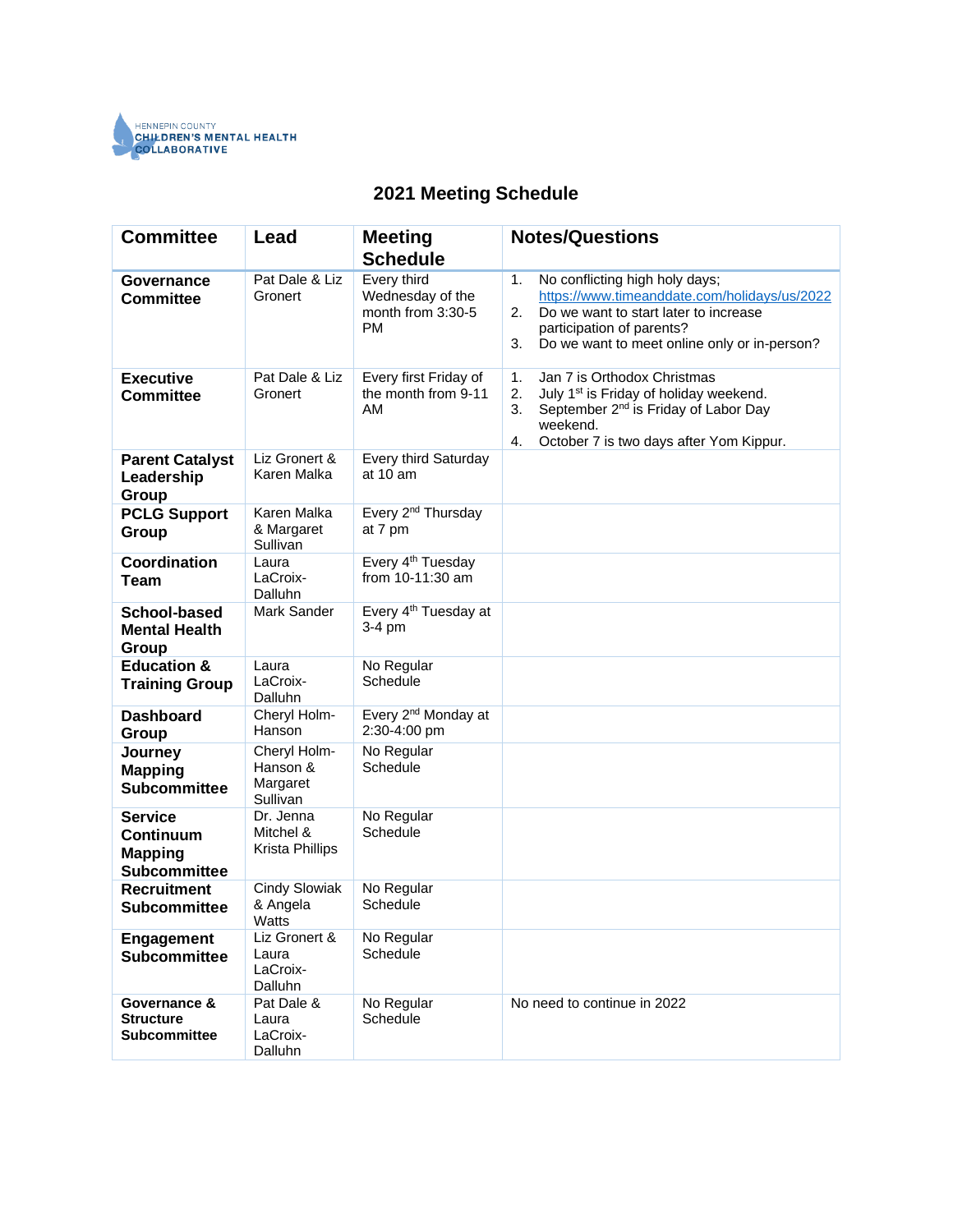HENNEPIN COUNTY CHILDREN'S MENTAL HEALTH COLLABORATIVE

# 2021 Meeting Schedule

| Committee | Lead | Meeting Schedule | Notes/Questions |
|---|---|---|---|
| **Governance Committee** | Pat Dale & Liz Gronert | Every third Wednesday of the month from 3:30-5 PM | 1. No conflicting high holy days; https://www.timeanddate.com/holidays/us/2022 2. Do we want to start later to increase participation of parents? 3. Do we want to meet online only or in-person? |
| **Executive Committee** | Pat Dale & Liz Gronert | Every first Friday of the month from 9-11 AM | 1. Jan 7 is Orthodox Christmas 2. July 1st is Friday of holiday weekend. 3. September 2nd is Friday of Labor Day weekend. 4. October 7 is two days after Yom Kippur. |
| **Parent Catalyst Leadership Group** | Liz Gronert & Karen Malka | Every third Saturday at 10 am | |
| **PCLG Support Group** | Karen Malka & Margaret Sullivan | Every 2nd Thursday at 7 pm | |
| **Coordination Team** | Laura LaCroix-Dalluhn | Every 4th Tuesday from 10-11:30 am | |
| **School-based Mental Health Group** | Mark Sander | Every 4th Tuesday at 3-4 pm | |
| **Education & Training Group** | Laura LaCroix-Dalluhn | No Regular Schedule | |
| **Dashboard Group** | Cheryl Holm-Hanson | Every 2nd Monday at 2:30-4:00 pm | |
| **Journey Mapping Subcommittee** | Cheryl Holm-Hanson & Margaret Sullivan | No Regular Schedule | |
| **Service Continuum Mapping Subcommittee** | Dr. Jenna Mitchel & Krista Phillips | No Regular Schedule | |
| **Recruitment Subcommittee** | Cindy Slowiak & Angela Watts | No Regular Schedule | |
| **Engagement Subcommittee** | Liz Gronert & Laura LaCroix-Dalluhn | No Regular Schedule | |
| **Governance & Structure Subcommittee** | Pat Dale & Laura LaCroix-Dalluhn | No Regular Schedule | No need to continue in 2022 |